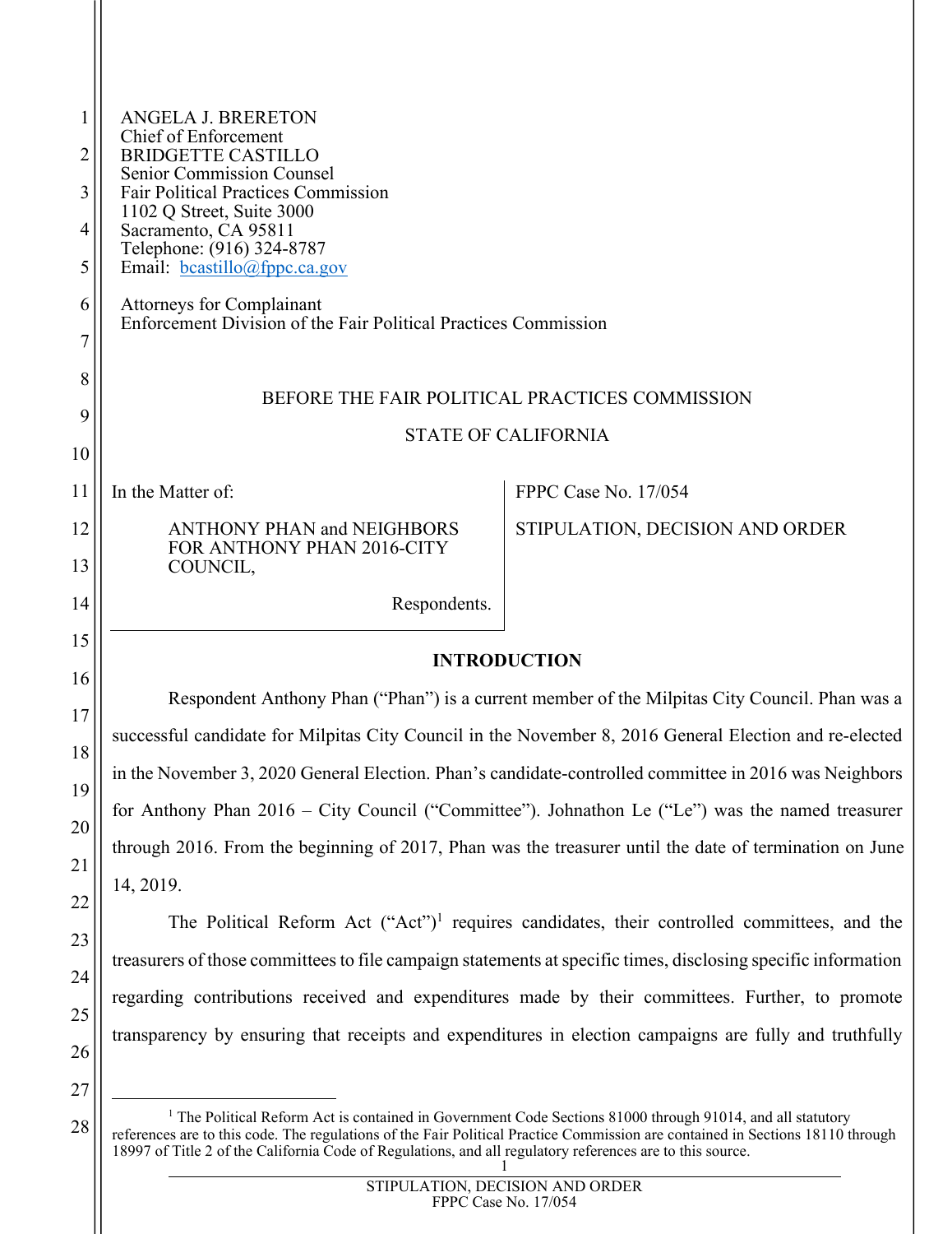ANGELA J. BRERETON
Chief of Enforcement
BRIDGETTE CASTILLO
Senior Commission Counsel
Fair Political Practices Commission
1102 Q Street, Suite 3000
Sacramento, CA 95811
Telephone: (916) 324-8787
Email: bcastillo@fppc.ca.gov

Attorneys for Complainant
Enforcement Division of the Fair Political Practices Commission

BEFORE THE FAIR POLITICAL PRACTICES COMMISSION

STATE OF CALIFORNIA

| In the Matter of: ANTHONY PHAN and NEIGHBORS FOR ANTHONY PHAN 2016-CITY COUNCIL, Respondents. | FPPC Case No. 17/054 STIPULATION, DECISION AND ORDER |
|---|---|

## INTRODUCTION

Respondent Anthony Phan ("Phan") is a current member of the Milpitas City Council. Phan was a successful candidate for Milpitas City Council in the November 8, 2016 General Election and re-elected in the November 3, 2020 General Election. Phan's candidate-controlled committee in 2016 was Neighbors for Anthony Phan 2016 – City Council ("Committee"). Johnathon Le ("Le") was the named treasurer through 2016. From the beginning of 2017, Phan was the treasurer until the date of termination on June 14, 2019.

The Political Reform Act ("Act")[1] requires candidates, their controlled committees, and the treasurers of those committees to file campaign statements at specific times, disclosing specific information regarding contributions received and expenditures made by their committees. Further, to promote transparency by ensuring that receipts and expenditures in election campaigns are fully and truthfully

[1] The Political Reform Act is contained in Government Code Sections 81000 through 91014, and all statutory references are to this code. The regulations of the Fair Political Practice Commission are contained in Sections 18110 through 18997 of Title 2 of the California Code of Regulations, and all regulatory references are to this source.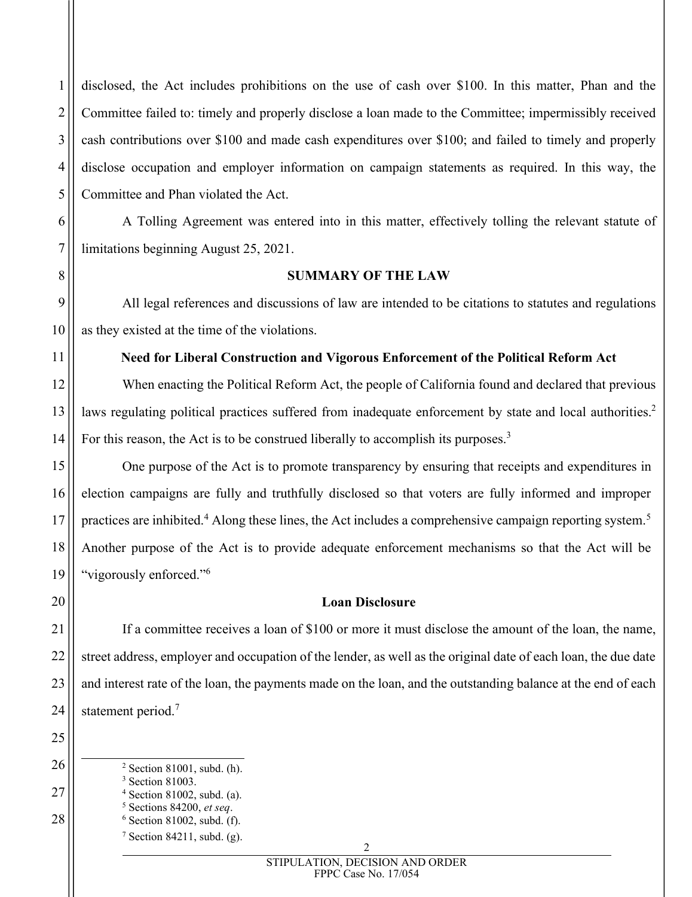disclosed, the Act includes prohibitions on the use of cash over $100. In this matter, Phan and the Committee failed to: timely and properly disclose a loan made to the Committee; impermissibly received cash contributions over $100 and made cash expenditures over $100; and failed to timely and properly disclose occupation and employer information on campaign statements as required. In this way, the Committee and Phan violated the Act.

A Tolling Agreement was entered into in this matter, effectively tolling the relevant statute of limitations beginning August 25, 2021.

**SUMMARY OF THE LAW**

All legal references and discussions of law are intended to be citations to statutes and regulations as they existed at the time of the violations.

**Need for Liberal Construction and Vigorous Enforcement of the Political Reform Act**

When enacting the Political Reform Act, the people of California found and declared that previous laws regulating political practices suffered from inadequate enforcement by state and local authorities.[2] For this reason, the Act is to be construed liberally to accomplish its purposes.[3]

One purpose of the Act is to promote transparency by ensuring that receipts and expenditures in election campaigns are fully and truthfully disclosed so that voters are fully informed and improper practices are inhibited.[4] Along these lines, the Act includes a comprehensive campaign reporting system.[5] Another purpose of the Act is to provide adequate enforcement mechanisms so that the Act will be "vigorously enforced."[6]

**Loan Disclosure**

If a committee receives a loan of $100 or more it must disclose the amount of the loan, the name, street address, employer and occupation of the lender, as well as the original date of each loan, the due date and interest rate of the loan, the payments made on the loan, and the outstanding balance at the end of each statement period.[7]

---

[2] Section 81001, subd. (h).
[3] Section 81003.
[4] Section 81002, subd. (a).
[5] Sections 84200, *et seq*.
[6] Section 81002, subd. (f).
[7] Section 84211, subd. (g).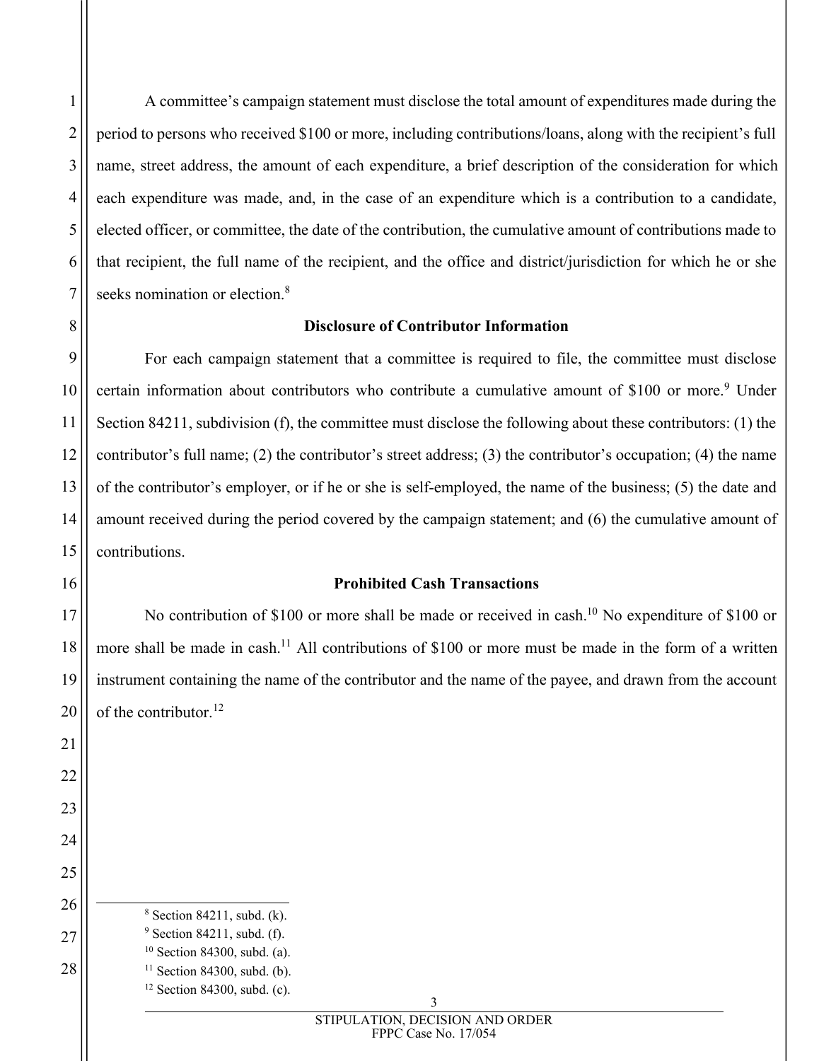A committee's campaign statement must disclose the total amount of expenditures made during the period to persons who received $100 or more, including contributions/loans, along with the recipient's full name, street address, the amount of each expenditure, a brief description of the consideration for which each expenditure was made, and, in the case of an expenditure which is a contribution to a candidate, elected officer, or committee, the date of the contribution, the cumulative amount of contributions made to that recipient, the full name of the recipient, and the office and district/jurisdiction for which he or she seeks nomination or election.[8]

### Disclosure of Contributor Information

For each campaign statement that a committee is required to file, the committee must disclose certain information about contributors who contribute a cumulative amount of $100 or more.[9] Under Section 84211, subdivision (f), the committee must disclose the following about these contributors: (1) the contributor's full name; (2) the contributor's street address; (3) the contributor's occupation; (4) the name of the contributor's employer, or if he or she is self-employed, the name of the business; (5) the date and amount received during the period covered by the campaign statement; and (6) the cumulative amount of contributions.

### Prohibited Cash Transactions

No contribution of $100 or more shall be made or received in cash.[10] No expenditure of $100 or more shall be made in cash.[11] All contributions of $100 or more must be made in the form of a written instrument containing the name of the contributor and the name of the payee, and drawn from the account of the contributor.[12]

---

[8] Section 84211, subd. (k).
[9] Section 84211, subd. (f).
[10] Section 84300, subd. (a).
[11] Section 84300, subd. (b).
[12] Section 84300, subd. (c).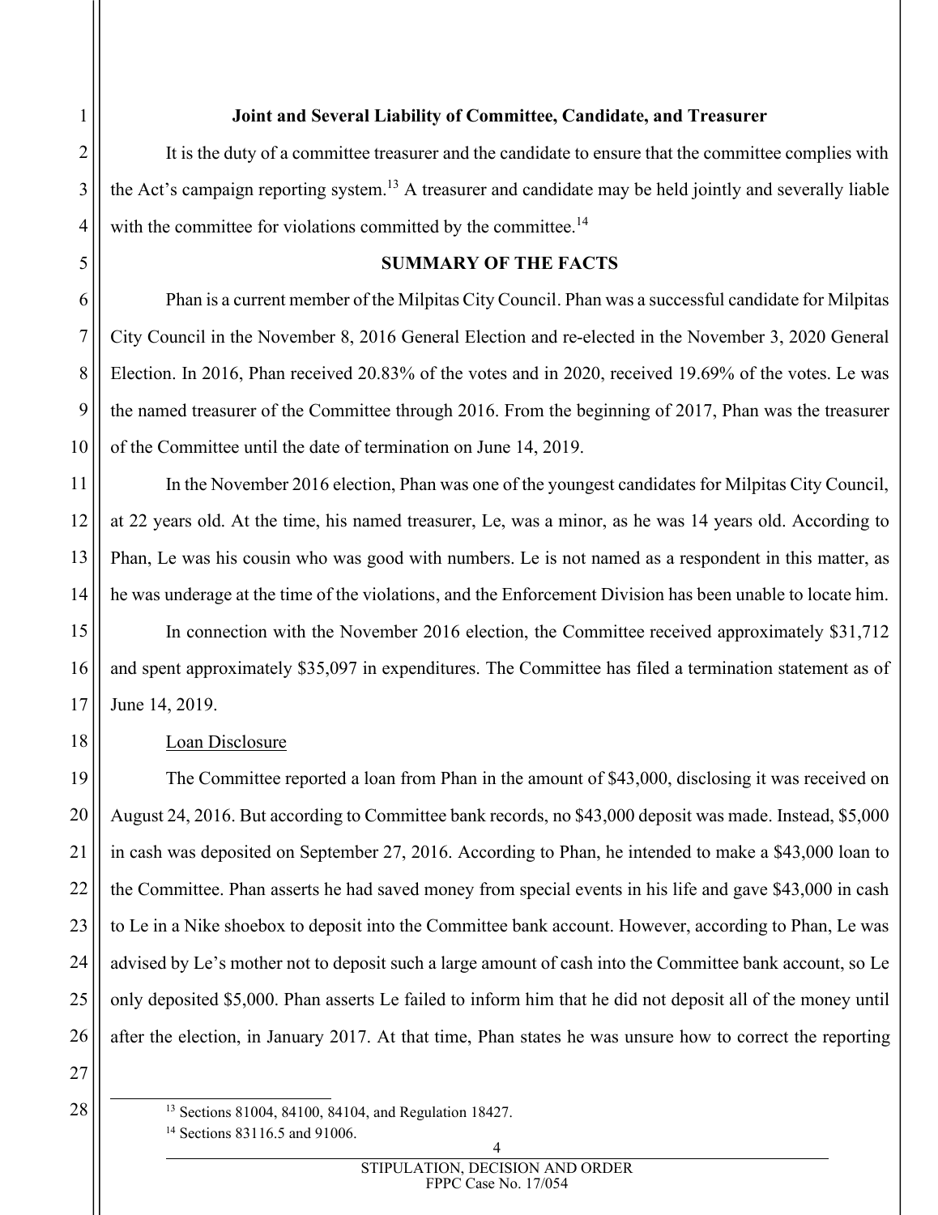**Joint and Several Liability of Committee, Candidate, and Treasurer**

It is the duty of a committee treasurer and the candidate to ensure that the committee complies with the Act's campaign reporting system.[13] A treasurer and candidate may be held jointly and severally liable with the committee for violations committed by the committee.[14]

**SUMMARY OF THE FACTS**

Phan is a current member of the Milpitas City Council. Phan was a successful candidate for Milpitas City Council in the November 8, 2016 General Election and re-elected in the November 3, 2020 General Election. In 2016, Phan received 20.83% of the votes and in 2020, received 19.69% of the votes. Le was the named treasurer of the Committee through 2016. From the beginning of 2017, Phan was the treasurer of the Committee until the date of termination on June 14, 2019.

In the November 2016 election, Phan was one of the youngest candidates for Milpitas City Council, at 22 years old. At the time, his named treasurer, Le, was a minor, as he was 14 years old. According to Phan, Le was his cousin who was good with numbers. Le is not named as a respondent in this matter, as he was underage at the time of the violations, and the Enforcement Division has been unable to locate him.

In connection with the November 2016 election, the Committee received approximately $31,712 and spent approximately $35,097 in expenditures. The Committee has filed a termination statement as of June 14, 2019.

Loan Disclosure

The Committee reported a loan from Phan in the amount of $43,000, disclosing it was received on August 24, 2016. But according to Committee bank records, no $43,000 deposit was made. Instead, $5,000 in cash was deposited on September 27, 2016. According to Phan, he intended to make a $43,000 loan to the Committee. Phan asserts he had saved money from special events in his life and gave $43,000 in cash to Le in a Nike shoebox to deposit into the Committee bank account. However, according to Phan, Le was advised by Le's mother not to deposit such a large amount of cash into the Committee bank account, so Le only deposited $5,000. Phan asserts Le failed to inform him that he did not deposit all of the money until after the election, in January 2017. At that time, Phan states he was unsure how to correct the reporting

[13] Sections 81004, 84100, 84104, and Regulation 18427.

[14] Sections 83116.5 and 91006.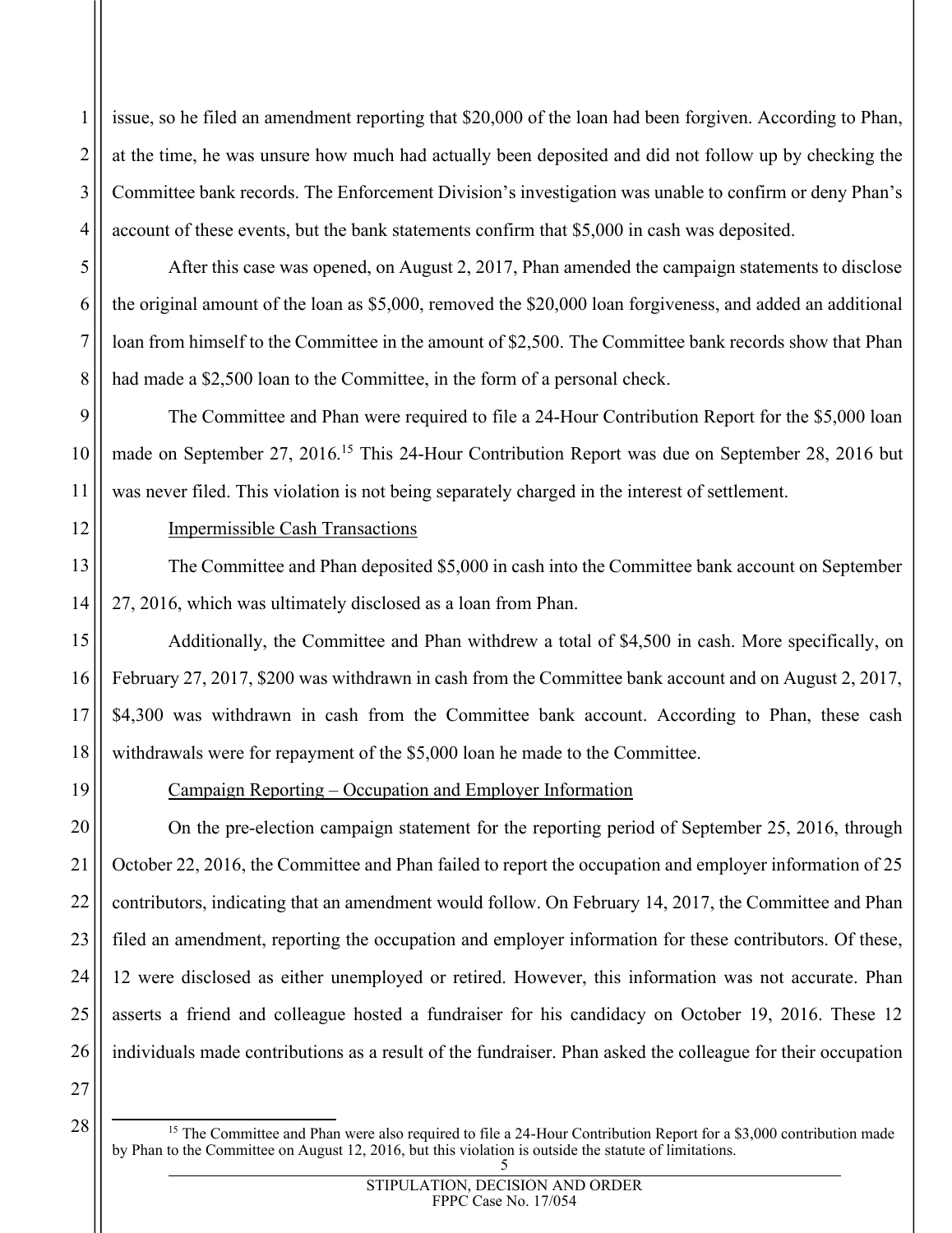issue, so he filed an amendment reporting that $20,000 of the loan had been forgiven. According to Phan, at the time, he was unsure how much had actually been deposited and did not follow up by checking the Committee bank records. The Enforcement Division's investigation was unable to confirm or deny Phan's account of these events, but the bank statements confirm that $5,000 in cash was deposited.

After this case was opened, on August 2, 2017, Phan amended the campaign statements to disclose the original amount of the loan as $5,000, removed the $20,000 loan forgiveness, and added an additional loan from himself to the Committee in the amount of $2,500. The Committee bank records show that Phan had made a $2,500 loan to the Committee, in the form of a personal check.

The Committee and Phan were required to file a 24-Hour Contribution Report for the $5,000 loan made on September 27, 2016.[15] This 24-Hour Contribution Report was due on September 28, 2016 but was never filed. This violation is not being separately charged in the interest of settlement.

Impermissible Cash Transactions

The Committee and Phan deposited $5,000 in cash into the Committee bank account on September 27, 2016, which was ultimately disclosed as a loan from Phan.

Additionally, the Committee and Phan withdrew a total of $4,500 in cash. More specifically, on February 27, 2017, $200 was withdrawn in cash from the Committee bank account and on August 2, 2017, $4,300 was withdrawn in cash from the Committee bank account. According to Phan, these cash withdrawals were for repayment of the $5,000 loan he made to the Committee.

Campaign Reporting – Occupation and Employer Information

On the pre-election campaign statement for the reporting period of September 25, 2016, through October 22, 2016, the Committee and Phan failed to report the occupation and employer information of 25 contributors, indicating that an amendment would follow. On February 14, 2017, the Committee and Phan filed an amendment, reporting the occupation and employer information for these contributors. Of these, 12 were disclosed as either unemployed or retired. However, this information was not accurate. Phan asserts a friend and colleague hosted a fundraiser for his candidacy on October 19, 2016. These 12 individuals made contributions as a result of the fundraiser. Phan asked the colleague for their occupation

---

[15] The Committee and Phan were also required to file a 24-Hour Contribution Report for a $3,000 contribution made by Phan to the Committee on August 12, 2016, but this violation is outside the statute of limitations.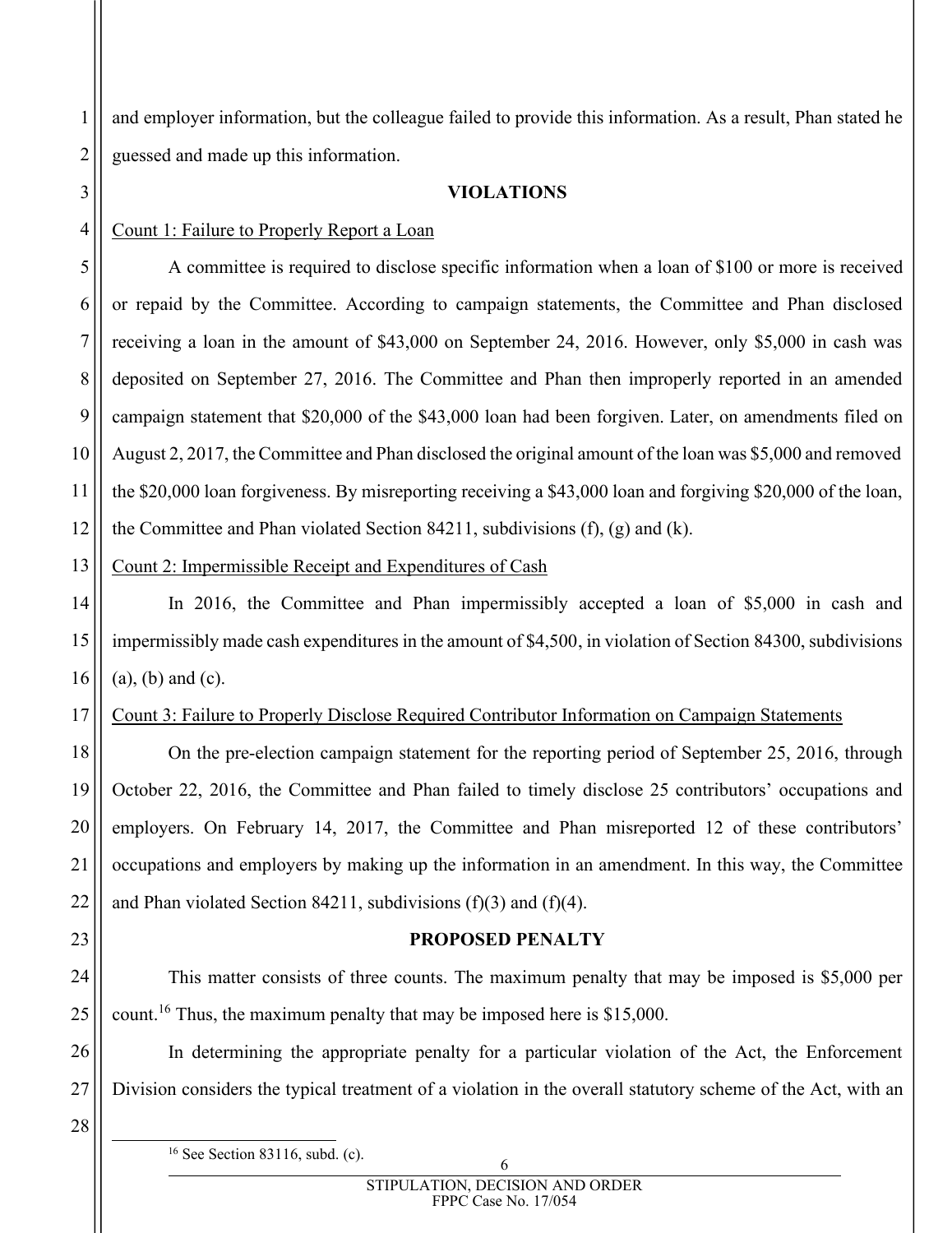and employer information, but the colleague failed to provide this information. As a result, Phan stated he guessed and made up this information.

## VIOLATIONS

Count 1: Failure to Properly Report a Loan

A committee is required to disclose specific information when a loan of $100 or more is received or repaid by the Committee. According to campaign statements, the Committee and Phan disclosed receiving a loan in the amount of $43,000 on September 24, 2016. However, only $5,000 in cash was deposited on September 27, 2016. The Committee and Phan then improperly reported in an amended campaign statement that $20,000 of the $43,000 loan had been forgiven. Later, on amendments filed on August 2, 2017, the Committee and Phan disclosed the original amount of the loan was $5,000 and removed the $20,000 loan forgiveness. By misreporting receiving a $43,000 loan and forgiving $20,000 of the loan, the Committee and Phan violated Section 84211, subdivisions (f), (g) and (k).

Count 2: Impermissible Receipt and Expenditures of Cash

In 2016, the Committee and Phan impermissibly accepted a loan of $5,000 in cash and impermissibly made cash expenditures in the amount of $4,500, in violation of Section 84300, subdivisions (a), (b) and (c).

Count 3: Failure to Properly Disclose Required Contributor Information on Campaign Statements

On the pre-election campaign statement for the reporting period of September 25, 2016, through October 22, 2016, the Committee and Phan failed to timely disclose 25 contributors' occupations and employers. On February 14, 2017, the Committee and Phan misreported 12 of these contributors' occupations and employers by making up the information in an amendment. In this way, the Committee and Phan violated Section 84211, subdivisions (f)(3) and (f)(4).

## PROPOSED PENALTY

This matter consists of three counts. The maximum penalty that may be imposed is $5,000 per count.[16] Thus, the maximum penalty that may be imposed here is $15,000.

In determining the appropriate penalty for a particular violation of the Act, the Enforcement Division considers the typical treatment of a violation in the overall statutory scheme of the Act, with an

[16] See Section 83116, subd. (c).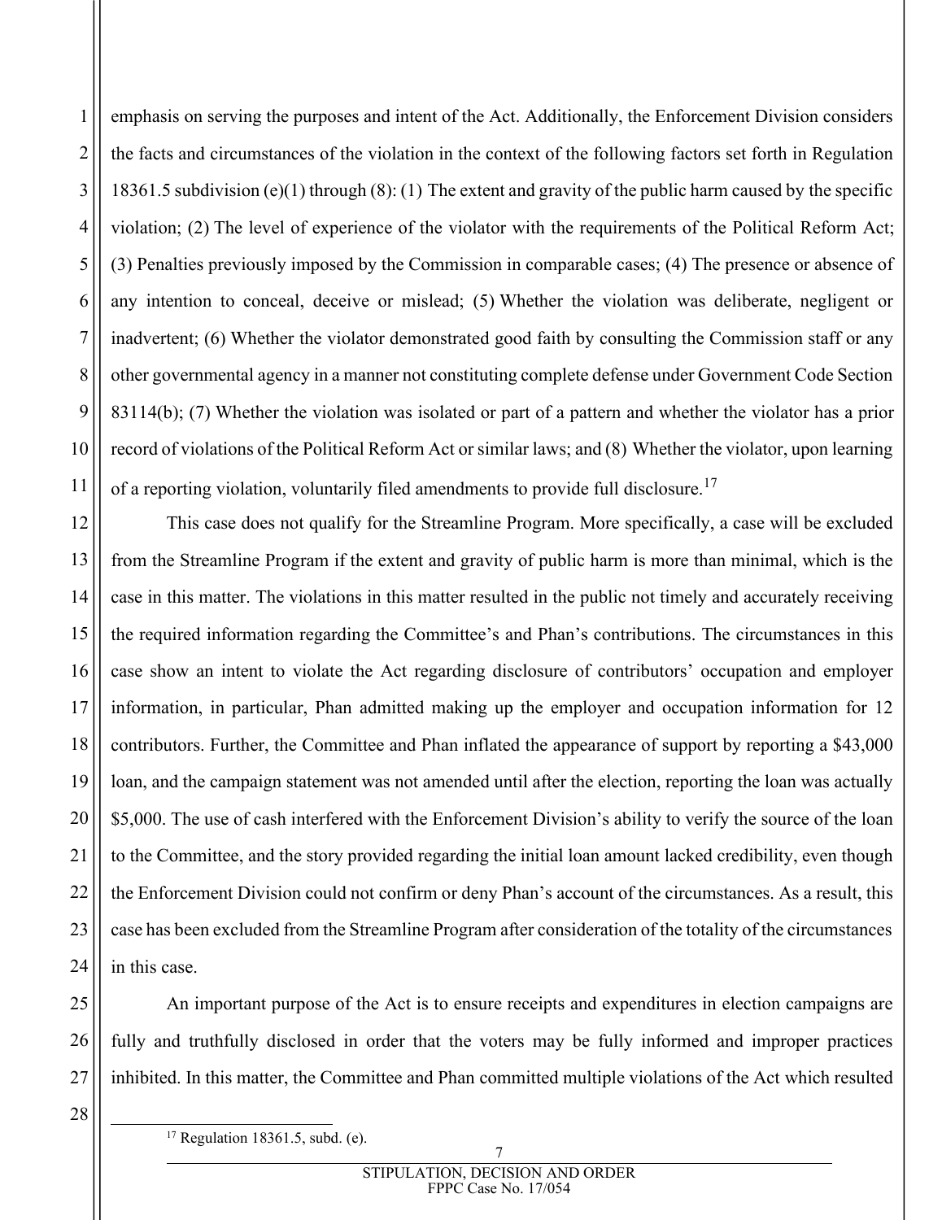emphasis on serving the purposes and intent of the Act. Additionally, the Enforcement Division considers the facts and circumstances of the violation in the context of the following factors set forth in Regulation 18361.5 subdivision (e)(1) through (8): (1) The extent and gravity of the public harm caused by the specific violation; (2) The level of experience of the violator with the requirements of the Political Reform Act; (3) Penalties previously imposed by the Commission in comparable cases; (4) The presence or absence of any intention to conceal, deceive or mislead; (5) Whether the violation was deliberate, negligent or inadvertent; (6) Whether the violator demonstrated good faith by consulting the Commission staff or any other governmental agency in a manner not constituting complete defense under Government Code Section 83114(b); (7) Whether the violation was isolated or part of a pattern and whether the violator has a prior record of violations of the Political Reform Act or similar laws; and (8) Whether the violator, upon learning of a reporting violation, voluntarily filed amendments to provide full disclosure.[17]

This case does not qualify for the Streamline Program. More specifically, a case will be excluded from the Streamline Program if the extent and gravity of public harm is more than minimal, which is the case in this matter. The violations in this matter resulted in the public not timely and accurately receiving the required information regarding the Committee's and Phan's contributions. The circumstances in this case show an intent to violate the Act regarding disclosure of contributors' occupation and employer information, in particular, Phan admitted making up the employer and occupation information for 12 contributors. Further, the Committee and Phan inflated the appearance of support by reporting a $43,000 loan, and the campaign statement was not amended until after the election, reporting the loan was actually $5,000. The use of cash interfered with the Enforcement Division's ability to verify the source of the loan to the Committee, and the story provided regarding the initial loan amount lacked credibility, even though the Enforcement Division could not confirm or deny Phan's account of the circumstances. As a result, this case has been excluded from the Streamline Program after consideration of the totality of the circumstances in this case.

An important purpose of the Act is to ensure receipts and expenditures in election campaigns are fully and truthfully disclosed in order that the voters may be fully informed and improper practices inhibited. In this matter, the Committee and Phan committed multiple violations of the Act which resulted

[17] Regulation 18361.5, subd. (e).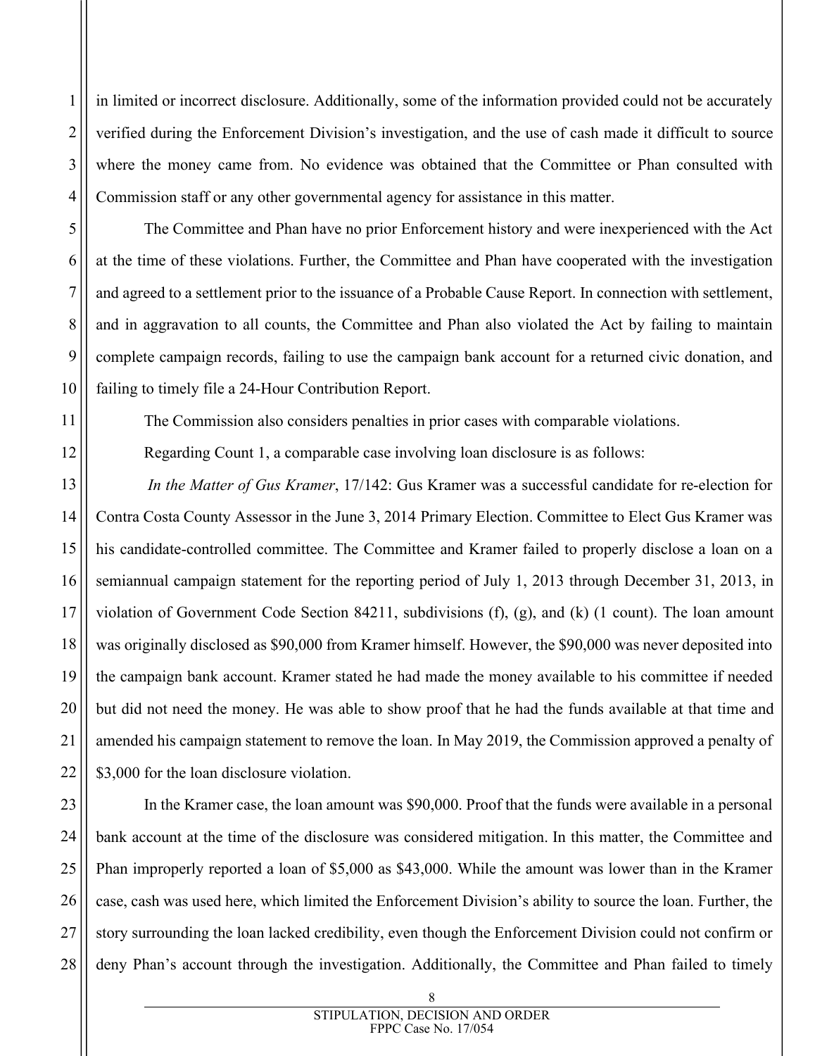in limited or incorrect disclosure. Additionally, some of the information provided could not be accurately verified during the Enforcement Division's investigation, and the use of cash made it difficult to source where the money came from. No evidence was obtained that the Committee or Phan consulted with Commission staff or any other governmental agency for assistance in this matter.

The Committee and Phan have no prior Enforcement history and were inexperienced with the Act at the time of these violations. Further, the Committee and Phan have cooperated with the investigation and agreed to a settlement prior to the issuance of a Probable Cause Report. In connection with settlement, and in aggravation to all counts, the Committee and Phan also violated the Act by failing to maintain complete campaign records, failing to use the campaign bank account for a returned civic donation, and failing to timely file a 24-Hour Contribution Report.

The Commission also considers penalties in prior cases with comparable violations.

Regarding Count 1, a comparable case involving loan disclosure is as follows:

*In the Matter of Gus Kramer*, 17/142: Gus Kramer was a successful candidate for re-election for Contra Costa County Assessor in the June 3, 2014 Primary Election. Committee to Elect Gus Kramer was his candidate-controlled committee. The Committee and Kramer failed to properly disclose a loan on a semiannual campaign statement for the reporting period of July 1, 2013 through December 31, 2013, in violation of Government Code Section 84211, subdivisions (f), (g), and (k) (1 count). The loan amount was originally disclosed as $90,000 from Kramer himself. However, the $90,000 was never deposited into the campaign bank account. Kramer stated he had made the money available to his committee if needed but did not need the money. He was able to show proof that he had the funds available at that time and amended his campaign statement to remove the loan. In May 2019, the Commission approved a penalty of $3,000 for the loan disclosure violation.

In the Kramer case, the loan amount was $90,000. Proof that the funds were available in a personal bank account at the time of the disclosure was considered mitigation. In this matter, the Committee and Phan improperly reported a loan of $5,000 as $43,000. While the amount was lower than in the Kramer case, cash was used here, which limited the Enforcement Division's ability to source the loan. Further, the story surrounding the loan lacked credibility, even though the Enforcement Division could not confirm or deny Phan's account through the investigation. Additionally, the Committee and Phan failed to timely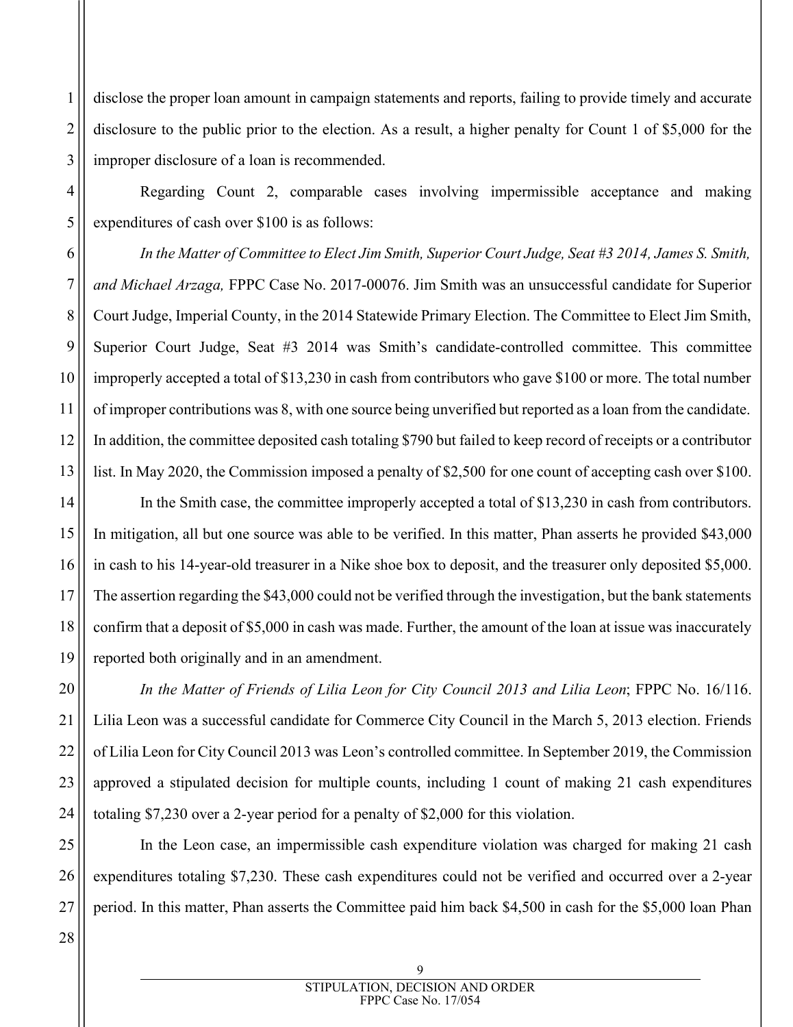disclose the proper loan amount in campaign statements and reports, failing to provide timely and accurate disclosure to the public prior to the election. As a result, a higher penalty for Count 1 of $5,000 for the improper disclosure of a loan is recommended.

Regarding Count 2, comparable cases involving impermissible acceptance and making expenditures of cash over $100 is as follows:

*In the Matter of Committee to Elect Jim Smith, Superior Court Judge, Seat #3 2014, James S. Smith, and Michael Arzaga,* FPPC Case No. 2017-00076. Jim Smith was an unsuccessful candidate for Superior Court Judge, Imperial County, in the 2014 Statewide Primary Election. The Committee to Elect Jim Smith, Superior Court Judge, Seat #3 2014 was Smith's candidate-controlled committee. This committee improperly accepted a total of $13,230 in cash from contributors who gave $100 or more. The total number of improper contributions was 8, with one source being unverified but reported as a loan from the candidate. In addition, the committee deposited cash totaling $790 but failed to keep record of receipts or a contributor list. In May 2020, the Commission imposed a penalty of $2,500 for one count of accepting cash over $100.

In the Smith case, the committee improperly accepted a total of $13,230 in cash from contributors. In mitigation, all but one source was able to be verified. In this matter, Phan asserts he provided $43,000 in cash to his 14-year-old treasurer in a Nike shoe box to deposit, and the treasurer only deposited $5,000. The assertion regarding the $43,000 could not be verified through the investigation, but the bank statements confirm that a deposit of $5,000 in cash was made. Further, the amount of the loan at issue was inaccurately reported both originally and in an amendment.

*In the Matter of Friends of Lilia Leon for City Council 2013 and Lilia Leon*; FPPC No. 16/116. Lilia Leon was a successful candidate for Commerce City Council in the March 5, 2013 election. Friends of Lilia Leon for City Council 2013 was Leon's controlled committee. In September 2019, the Commission approved a stipulated decision for multiple counts, including 1 count of making 21 cash expenditures totaling $7,230 over a 2-year period for a penalty of $2,000 for this violation.

In the Leon case, an impermissible cash expenditure violation was charged for making 21 cash expenditures totaling $7,230. These cash expenditures could not be verified and occurred over a 2-year period. In this matter, Phan asserts the Committee paid him back $4,500 in cash for the $5,000 loan Phan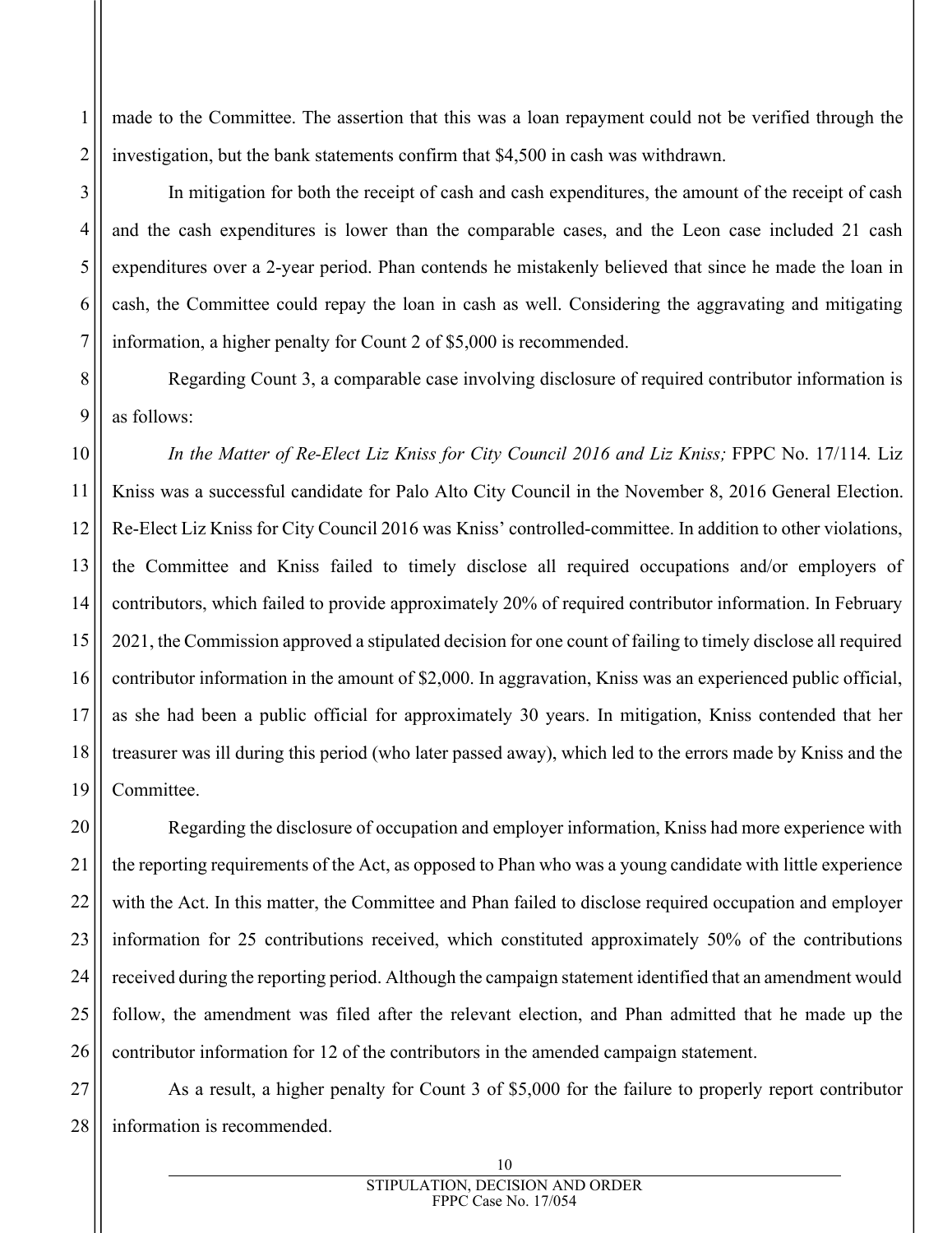made to the Committee. The assertion that this was a loan repayment could not be verified through the investigation, but the bank statements confirm that $4,500 in cash was withdrawn.

In mitigation for both the receipt of cash and cash expenditures, the amount of the receipt of cash and the cash expenditures is lower than the comparable cases, and the Leon case included 21 cash expenditures over a 2-year period. Phan contends he mistakenly believed that since he made the loan in cash, the Committee could repay the loan in cash as well. Considering the aggravating and mitigating information, a higher penalty for Count 2 of $5,000 is recommended.

Regarding Count 3, a comparable case involving disclosure of required contributor information is as follows:

*In the Matter of Re-Elect Liz Kniss for City Council 2016 and Liz Kniss;* FPPC No. 17/114. Liz Kniss was a successful candidate for Palo Alto City Council in the November 8, 2016 General Election. Re-Elect Liz Kniss for City Council 2016 was Kniss' controlled-committee. In addition to other violations, the Committee and Kniss failed to timely disclose all required occupations and/or employers of contributors, which failed to provide approximately 20% of required contributor information. In February 2021, the Commission approved a stipulated decision for one count of failing to timely disclose all required contributor information in the amount of $2,000. In aggravation, Kniss was an experienced public official, as she had been a public official for approximately 30 years. In mitigation, Kniss contended that her treasurer was ill during this period (who later passed away), which led to the errors made by Kniss and the Committee.

Regarding the disclosure of occupation and employer information, Kniss had more experience with the reporting requirements of the Act, as opposed to Phan who was a young candidate with little experience with the Act. In this matter, the Committee and Phan failed to disclose required occupation and employer information for 25 contributions received, which constituted approximately 50% of the contributions received during the reporting period. Although the campaign statement identified that an amendment would follow, the amendment was filed after the relevant election, and Phan admitted that he made up the contributor information for 12 of the contributors in the amended campaign statement.

As a result, a higher penalty for Count 3 of $5,000 for the failure to properly report contributor information is recommended.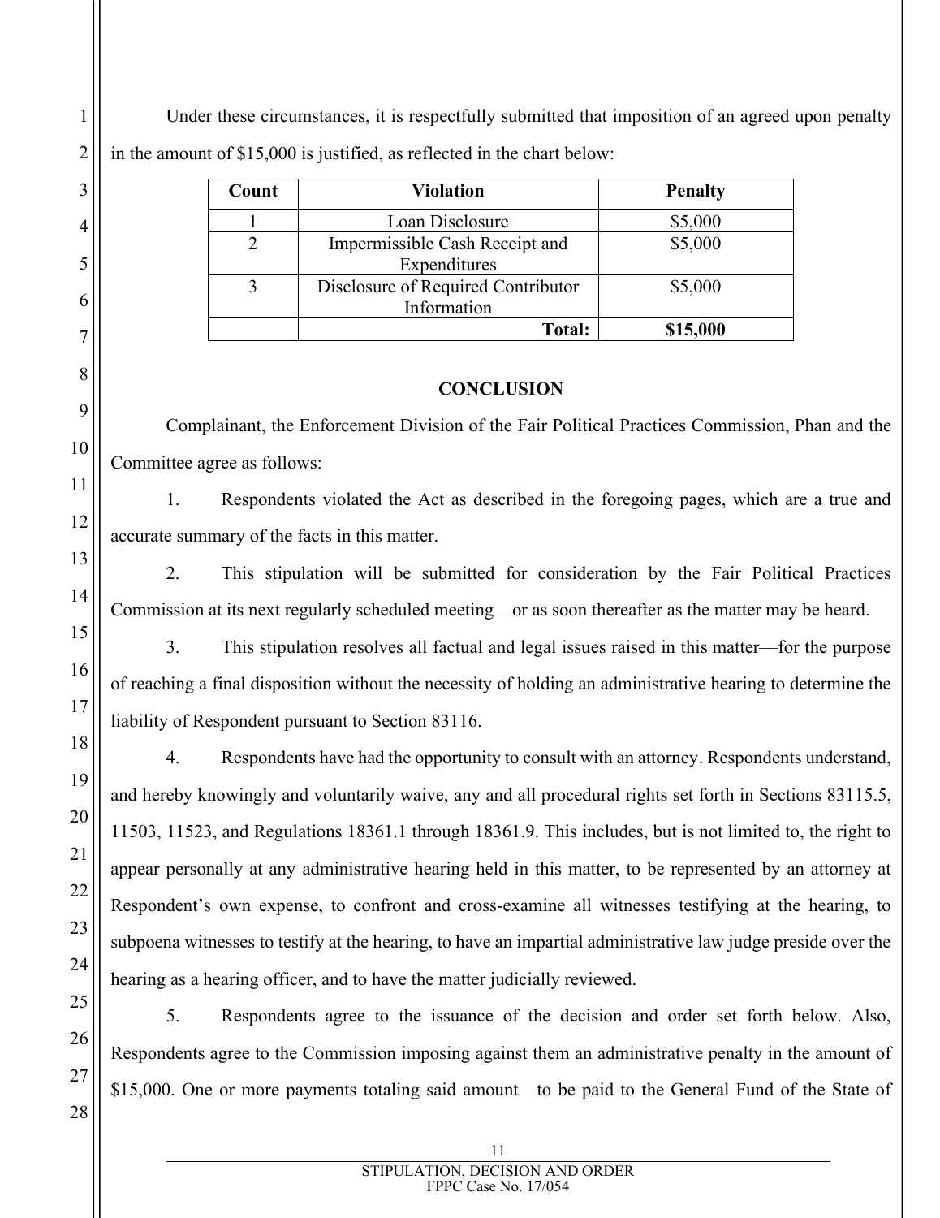Under these circumstances, it is respectfully submitted that imposition of an agreed upon penalty in the amount of $15,000 is justified, as reflected in the chart below:

| Count | Violation | Penalty |
|---|---|---|
| 1 | Loan Disclosure | $5,000 |
| 2 | Impermissible Cash Receipt and Expenditures | $5,000 |
| 3 | Disclosure of Required Contributor Information | $5,000 |
| | **Total:** | **$15,000** |

## CONCLUSION

Complainant, the Enforcement Division of the Fair Political Practices Commission, Phan and the Committee agree as follows:

1. Respondents violated the Act as described in the foregoing pages, which are a true and accurate summary of the facts in this matter.

2. This stipulation will be submitted for consideration by the Fair Political Practices Commission at its next regularly scheduled meeting—or as soon thereafter as the matter may be heard.

3. This stipulation resolves all factual and legal issues raised in this matter—for the purpose of reaching a final disposition without the necessity of holding an administrative hearing to determine the liability of Respondent pursuant to Section 83116.

4. Respondents have had the opportunity to consult with an attorney. Respondents understand, and hereby knowingly and voluntarily waive, any and all procedural rights set forth in Sections 83115.5, 11503, 11523, and Regulations 18361.1 through 18361.9. This includes, but is not limited to, the right to appear personally at any administrative hearing held in this matter, to be represented by an attorney at Respondent's own expense, to confront and cross-examine all witnesses testifying at the hearing, to subpoena witnesses to testify at the hearing, to have an impartial administrative law judge preside over the hearing as a hearing officer, and to have the matter judicially reviewed.

5. Respondents agree to the issuance of the decision and order set forth below. Also, Respondents agree to the Commission imposing against them an administrative penalty in the amount of $15,000. One or more payments totaling said amount—to be paid to the General Fund of the State of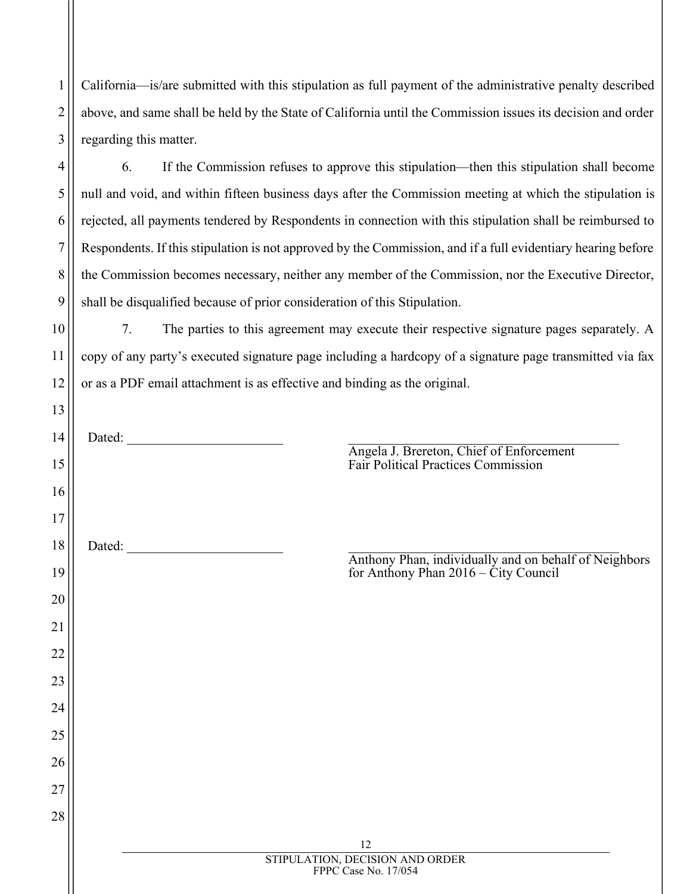California—is/are submitted with this stipulation as full payment of the administrative penalty described above, and same shall be held by the State of California until the Commission issues its decision and order regarding this matter.

6. If the Commission refuses to approve this stipulation—then this stipulation shall become null and void, and within fifteen business days after the Commission meeting at which the stipulation is rejected, all payments tendered by Respondents in connection with this stipulation shall be reimbursed to Respondents. If this stipulation is not approved by the Commission, and if a full evidentiary hearing before the Commission becomes necessary, neither any member of the Commission, nor the Executive Director, shall be disqualified because of prior consideration of this Stipulation.

7. The parties to this agreement may execute their respective signature pages separately. A copy of any party's executed signature page including a hardcopy of a signature page transmitted via fax or as a PDF email attachment is as effective and binding as the original.

Dated: _______________________

_______________________________________
Angela J. Brereton, Chief of Enforcement
Fair Political Practices Commission

Dated: _______________________

_______________________________________
Anthony Phan, individually and on behalf of Neighbors for Anthony Phan 2016 – City Council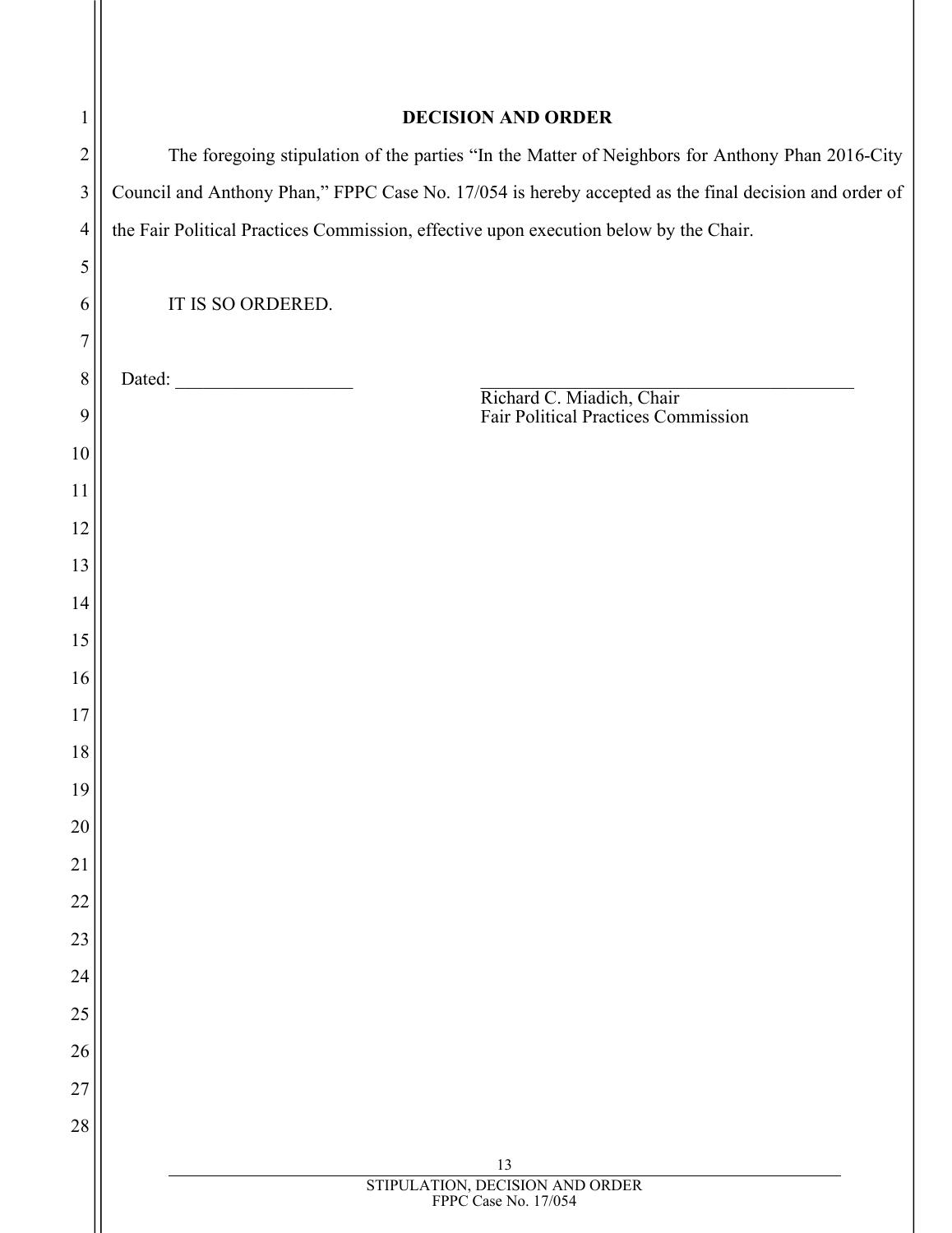## DECISION AND ORDER

The foregoing stipulation of the parties "In the Matter of Neighbors for Anthony Phan 2016-City Council and Anthony Phan," FPPC Case No. 17/054 is hereby accepted as the final decision and order of the Fair Political Practices Commission, effective upon execution below by the Chair.

IT IS SO ORDERED.

Dated: ___________________

_________________________________________
Richard C. Miadich, Chair
Fair Political Practices Commission

STIPULATION, DECISION AND ORDER
FPPC Case No. 17/054